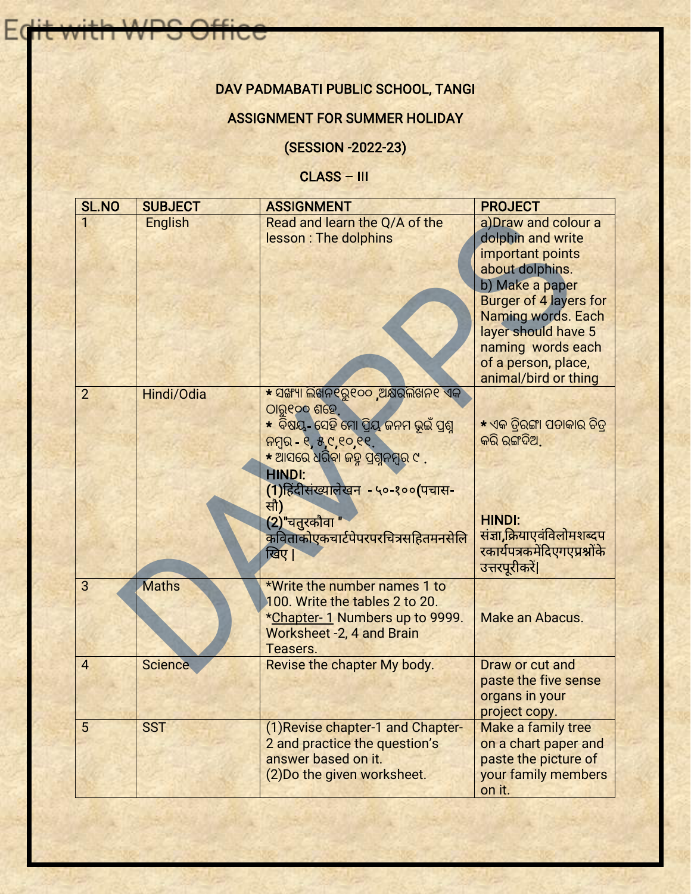# DAV PADMABATI PUBLIC SCHOOL, TANGI

## ASSIGNMENT FOR SUMMER HOLIDAY

## (SESSION -2022-23)

## CLASS – III

| SL.NO | SUBJECT | ASSIGNMENT | PROJECT |
|---|---|---|---|
| 1 | English | Read and learn the Q/A of the lesson : The dolphins | a)Draw and colour a dolphin and write important points about dolphins.<br>b) Make a paper Burger of 4 layers for Naming words. Each layer should have 5 naming words each of a person, place, animal/bird or thing |
| 2 | Hindi/Odia | * ସଙ୍ଖ୍ୟା ଲିଖନ୧ରୁ୧୦୦ ,ଅକ୍ଷରଲିଖନ୧ ଏକ ଠାରୁ୧୦୦ ଶହେ.<br>* ବିଷୟ- ସେହି ମୋ ପ୍ରିୟ ଜନମ ଭୂଇଁ ପ୍ରଶ୍ନ ନମ୍ବର - ୧, ୫,୯,୧୦,୧୧.<br>* ଆସରେ ଧରିବା ଜହ୍ନ ପ୍ରଶ୍ନନମ୍ବର ୯ .<br>**HINDI:**<br>**(1)हिंदीसंख्यालेखन - ५०-१००(पचास-सौ)**<br>**(2)"चतुरकौवा "** कविताकोएकचार्टपेपरपरचित्रसहितमनसेलिखिए I | * ଏକ ତ୍ରିରଙ୍ଗା ପତାକାର ଚିତ୍ର କରି ରଙ୍ଗଦିଅ.<br><br>**HINDI:**<br>संज्ञा,क्रियाएवंविलोमशब्दपरकार्यपत्रकमेंदिएगएप्रश्नोंके उत्तरपूरीकरें\| |
| 3 | Maths | *Write the number names 1 to 100. Write the tables 2 to 20.<br>*Chapter- 1 Numbers up to 9999. Worksheet -2, 4 and Brain Teasers. | Make an Abacus. |
| 4 | Science | Revise the chapter My body. | Draw or cut and paste the five sense organs in your project copy. |
| 5 | SST | (1)Revise chapter-1 and Chapter-2 and practice the question's answer based on it.<br>(2)Do the given worksheet. | Make a family tree on a chart paper and paste the picture of your family members on it. |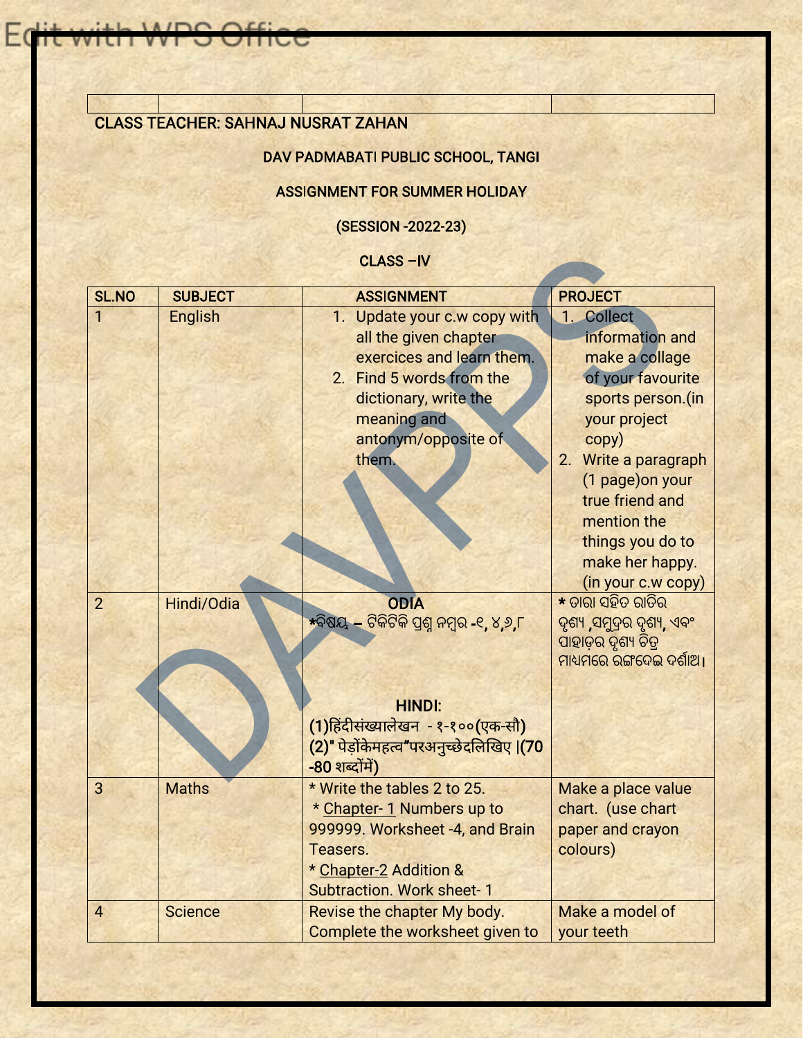| | | | |
|---|---|---|---|

CLASS TEACHER: SAHNAJ NUSRAT ZAHAN

DAV PADMABATI PUBLIC SCHOOL, TANGI

ASSIGNMENT FOR SUMMER HOLIDAY

(SESSION -2022-23)

CLASS –IV

| SL.NO | SUBJECT | ASSIGNMENT | PROJECT |
|---|---|---|---|
| 1 | English | 1. Update your c.w copy with all the given chapter exercices and learn them.<br>2. Find 5 words from the dictionary, write the meaning and antonym/opposite of them. | 1. Collect information and make a collage of your favourite sports person.(in your project copy)<br>2. Write a paragraph (1 page)on your true friend and mention the things you do to make her happy. (in your c.w copy) |
| 2 | Hindi/Odia | **ODIA**<br>*ବିଷୟ – ଟିକିଟିକି ପ୍ରଶ୍ନ ନମ୍ବର -୧, ୪,୬,୮<br><br>**HINDI:**<br>**(1)हिंदीसंख्यालेखन - १-१००(एक-सौ)**<br>**(2)" पेड़ोंकेमहत्व"परअनुच्छेदलिखिए \|(70 -80 शब्दोंमें)** | * ତାରା ସହିତ ରାତିର ଦୃଶ୍ୟ ,ସମୁଦ୍ରର ଦୃଶ୍ୟ, ଏବଂ ପାହାଡ଼ର ଦୃଶ୍ୟ ଚିତ୍ର ମାଧ୍ୟମରେ ରଙ୍ଗଦେଇ ଦର୍ଶାଅ। |
| 3 | Maths | * Write the tables 2 to 25.<br>* Chapter- 1 Numbers up to 999999. Worksheet -4, and Brain Teasers.<br>* Chapter-2 Addition & Subtraction. Work sheet- 1 | Make a place value chart. (use chart paper and crayon colours) |
| 4 | Science | Revise the chapter My body. Complete the worksheet given to | Make a model of your teeth |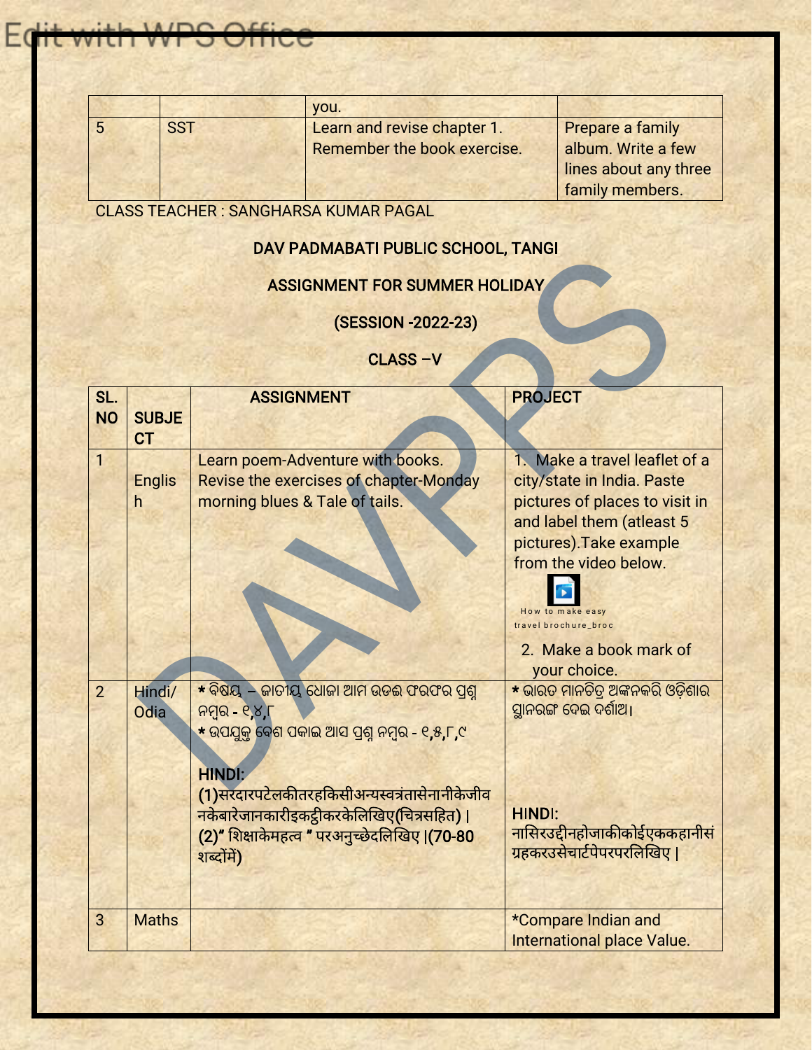| | | you. | |
|---|---|---|---|
| 5 | SST | Learn and revise chapter 1. Remember the book exercise. | Prepare a family album. Write a few lines about any three family members. |

CLASS TEACHER : SANGHARSA KUMAR PAGAL

**DAV PADMABATI PUBLIC SCHOOL, TANGI**

**ASSIGNMENT FOR SUMMER HOLIDAY**

**(SESSION -2022-23)**

**CLASS –V**

| SL. NO | SUBJECT | ASSIGNMENT | PROJECT |
|---|---|---|---|
| 1 | English | Learn poem-Adventure with books. Revise the exercises of chapter-Monday morning blues & Tale of tails. | 1. Make a travel leaflet of a city/state in India. Paste pictures of places to visit in and label them (atleast 5 pictures).Take example from the video below. How to make easy travel brochure_broc 2. Make a book mark of your choice. |
| 2 | Hindi/ Odia | * ବିଷୟ – ଜାତୀୟ ଧ୍ୱଜା ଆମ ଉଡଇ ଫରଫର ପ୍ରଶ୍ନ ନମ୍ବର - ୧,୪,୮ * ଉପଯୁକ୍ତ ବେଶ ପକାଇ ଆସ ପ୍ରଶ୍ନ ନମ୍ବର - ୧,୫,୮,୯ **HINDI:** **(1)**सरदारपटेलकीतरहकिसीअन्यस्वत्रंतासेनानीकेजीवनकेबारेजानकारीइकट्ठीकरकेलिखिए(चित्रसहित) । **(2)" शिक्षाकेमहत्व " परअनुच्छेदलिखिए ।(70-80 शब्दोंमें)** | * ଭାରତ ମାନଚିତ୍ର ଅଙ୍କନକରି ଓଡ଼ିଶାର ସ୍ଥାନରଙ୍ଗ ଦେଇ ଦର୍ଶାଅ। **HINDI:** नासिरउद्दीनहोजाकीकोईएककहानीसंग्रहकरउसेचार्टपेपरपरलिखिए । |
| 3 | Maths | | *Compare Indian and International place Value. |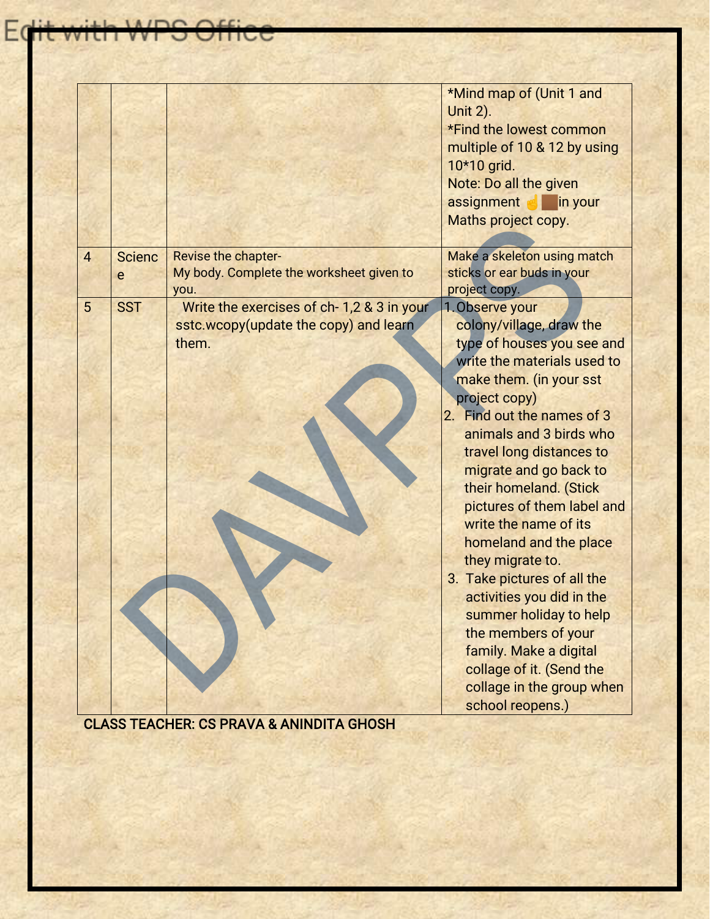|  |  |  |  |
|---|---|---|---|
|  |  |  | *Mind map of (Unit 1 and Unit 2).<br>*Find the lowest common multiple of 10 & 12 by using 10*10 grid.<br>Note: Do all the given assignment ☝🏾in your Maths project copy. |
| 4 | Science | Revise the chapter-<br>My body. Complete the worksheet given to you. | Make a skeleton using match sticks or ear buds in your project copy. |
| 5 | SST | Write the exercises of ch- 1,2 & 3 in your sstc.wcopy(update the copy) and learn them. | 1. Observe your colony/village, draw the type of houses you see and write the materials used to make them. (in your sst project copy)<br>2. Find out the names of 3 animals and 3 birds who travel long distances to migrate and go back to their homeland. (Stick pictures of them label and write the name of its homeland and the place they migrate to.<br>3. Take pictures of all the activities you did in the summer holiday to help the members of your family. Make a digital collage of it. (Send the collage in the group when school reopens.) |

**CLASS TEACHER: CS PRAVA & ANINDITA GHOSH**